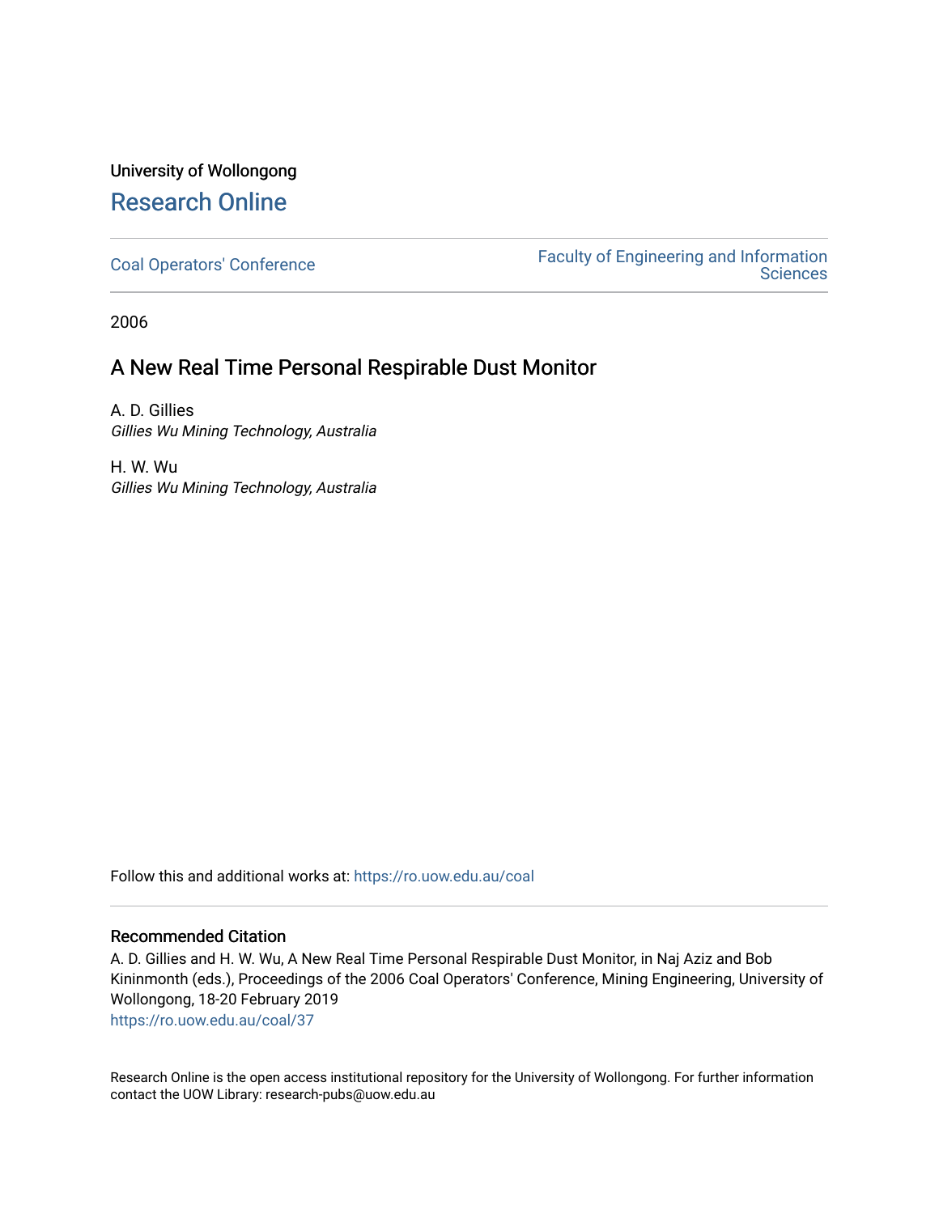University of Wollongong

# Research Online

Coal Operators' Conference | Faculty of Engineering and Information Sciences

2006

## A New Real Time Personal Respirable Dust Monitor

A. D. Gillies
*Gillies Wu Mining Technology, Australia*

H. W. Wu
*Gillies Wu Mining Technology, Australia*

Follow this and additional works at: https://ro.uow.edu.au/coal

### Recommended Citation

A. D. Gillies and H. W. Wu, A New Real Time Personal Respirable Dust Monitor, in Naj Aziz and Bob Kininmonth (eds.), Proceedings of the 2006 Coal Operators' Conference, Mining Engineering, University of Wollongong, 18-20 February 2019
https://ro.uow.edu.au/coal/37

Research Online is the open access institutional repository for the University of Wollongong. For further information contact the UOW Library: research-pubs@uow.edu.au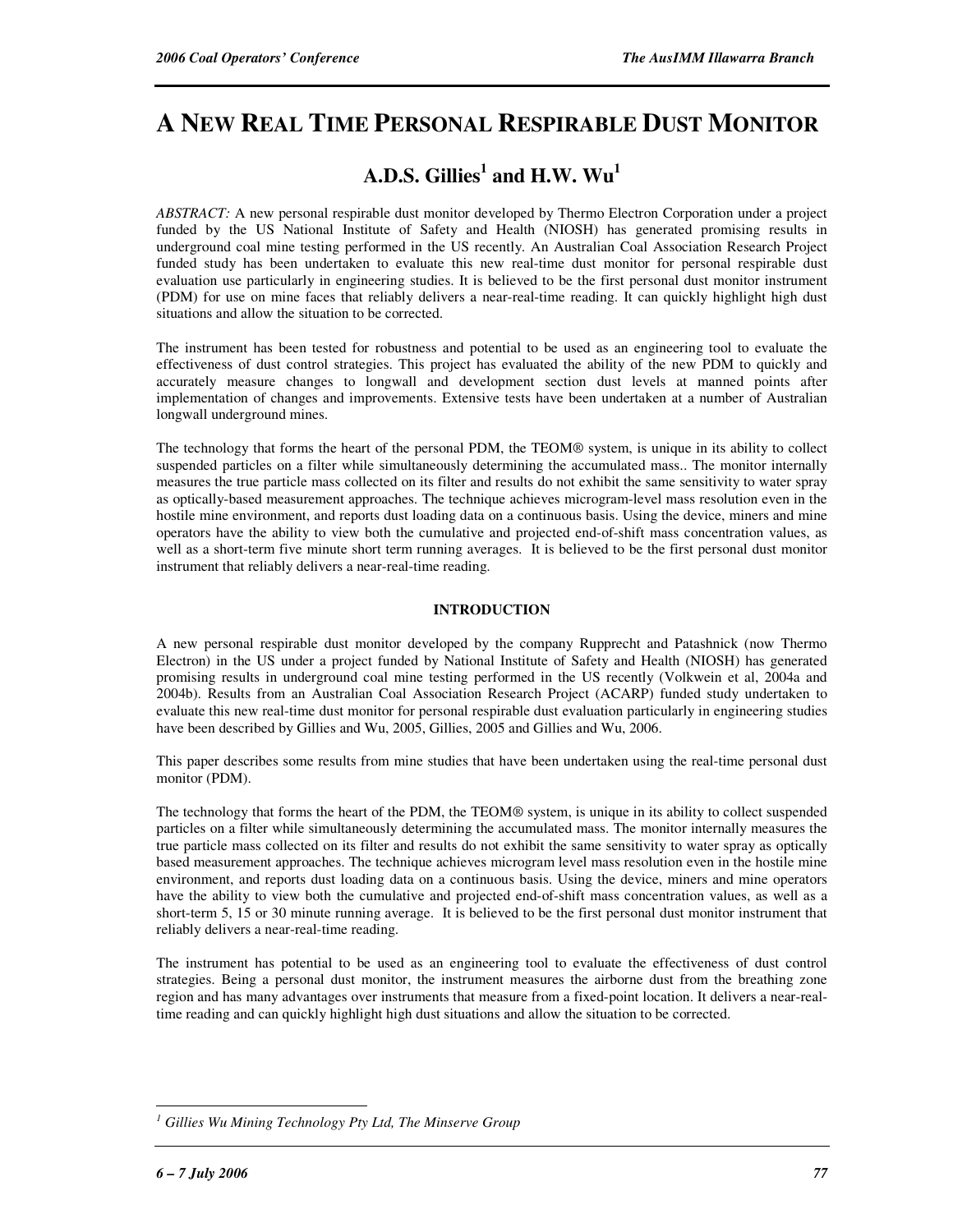# A NEW REAL TIME PERSONAL RESPIRABLE DUST MONITOR

## A.D.S. Gillies[1] and H.W. Wu[1]

*ABSTRACT:* A new personal respirable dust monitor developed by Thermo Electron Corporation under a project funded by the US National Institute of Safety and Health (NIOSH) has generated promising results in underground coal mine testing performed in the US recently. An Australian Coal Association Research Project funded study has been undertaken to evaluate this new real-time dust monitor for personal respirable dust evaluation use particularly in engineering studies. It is believed to be the first personal dust monitor instrument (PDM) for use on mine faces that reliably delivers a near-real-time reading. It can quickly highlight high dust situations and allow the situation to be corrected.

The instrument has been tested for robustness and potential to be used as an engineering tool to evaluate the effectiveness of dust control strategies. This project has evaluated the ability of the new PDM to quickly and accurately measure changes to longwall and development section dust levels at manned points after implementation of changes and improvements. Extensive tests have been undertaken at a number of Australian longwall underground mines.

The technology that forms the heart of the personal PDM, the TEOM® system, is unique in its ability to collect suspended particles on a filter while simultaneously determining the accumulated mass.. The monitor internally measures the true particle mass collected on its filter and results do not exhibit the same sensitivity to water spray as optically-based measurement approaches. The technique achieves microgram-level mass resolution even in the hostile mine environment, and reports dust loading data on a continuous basis. Using the device, miners and mine operators have the ability to view both the cumulative and projected end-of-shift mass concentration values, as well as a short-term five minute short term running averages. It is believed to be the first personal dust monitor instrument that reliably delivers a near-real-time reading.

### INTRODUCTION

A new personal respirable dust monitor developed by the company Rupprecht and Patashnick (now Thermo Electron) in the US under a project funded by National Institute of Safety and Health (NIOSH) has generated promising results in underground coal mine testing performed in the US recently (Volkwein et al, 2004a and 2004b). Results from an Australian Coal Association Research Project (ACARP) funded study undertaken to evaluate this new real-time dust monitor for personal respirable dust evaluation particularly in engineering studies have been described by Gillies and Wu, 2005, Gillies, 2005 and Gillies and Wu, 2006.

This paper describes some results from mine studies that have been undertaken using the real-time personal dust monitor (PDM).

The technology that forms the heart of the PDM, the TEOM® system, is unique in its ability to collect suspended particles on a filter while simultaneously determining the accumulated mass. The monitor internally measures the true particle mass collected on its filter and results do not exhibit the same sensitivity to water spray as optically based measurement approaches. The technique achieves microgram level mass resolution even in the hostile mine environment, and reports dust loading data on a continuous basis. Using the device, miners and mine operators have the ability to view both the cumulative and projected end-of-shift mass concentration values, as well as a short-term 5, 15 or 30 minute running average. It is believed to be the first personal dust monitor instrument that reliably delivers a near-real-time reading.

The instrument has potential to be used as an engineering tool to evaluate the effectiveness of dust control strategies. Being a personal dust monitor, the instrument measures the airborne dust from the breathing zone region and has many advantages over instruments that measure from a fixed-point location. It delivers a near-real-time reading and can quickly highlight high dust situations and allow the situation to be corrected.

---

[1] *Gillies Wu Mining Technology Pty Ltd, The Minserve Group*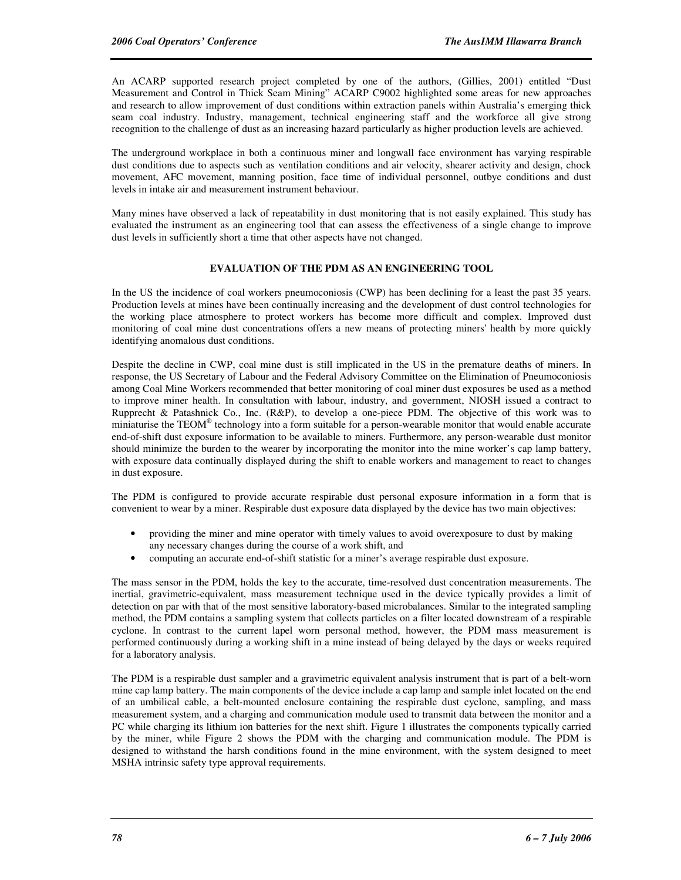An ACARP supported research project completed by one of the authors, (Gillies, 2001) entitled "Dust Measurement and Control in Thick Seam Mining" ACARP C9002 highlighted some areas for new approaches and research to allow improvement of dust conditions within extraction panels within Australia's emerging thick seam coal industry. Industry, management, technical engineering staff and the workforce all give strong recognition to the challenge of dust as an increasing hazard particularly as higher production levels are achieved.

The underground workplace in both a continuous miner and longwall face environment has varying respirable dust conditions due to aspects such as ventilation conditions and air velocity, shearer activity and design, chock movement, AFC movement, manning position, face time of individual personnel, outbye conditions and dust levels in intake air and measurement instrument behaviour.

Many mines have observed a lack of repeatability in dust monitoring that is not easily explained. This study has evaluated the instrument as an engineering tool that can assess the effectiveness of a single change to improve dust levels in sufficiently short a time that other aspects have not changed.

## EVALUATION OF THE PDM AS AN ENGINEERING TOOL

In the US the incidence of coal workers pneumoconiosis (CWP) has been declining for a least the past 35 years. Production levels at mines have been continually increasing and the development of dust control technologies for the working place atmosphere to protect workers has become more difficult and complex. Improved dust monitoring of coal mine dust concentrations offers a new means of protecting miners' health by more quickly identifying anomalous dust conditions.

Despite the decline in CWP, coal mine dust is still implicated in the US in the premature deaths of miners. In response, the US Secretary of Labour and the Federal Advisory Committee on the Elimination of Pneumoconiosis among Coal Mine Workers recommended that better monitoring of coal miner dust exposures be used as a method to improve miner health. In consultation with labour, industry, and government, NIOSH issued a contract to Rupprecht & Patashnick Co., Inc. (R&P), to develop a one-piece PDM. The objective of this work was to miniaturise the TEOM® technology into a form suitable for a person-wearable monitor that would enable accurate end-of-shift dust exposure information to be available to miners. Furthermore, any person-wearable dust monitor should minimize the burden to the wearer by incorporating the monitor into the mine worker's cap lamp battery, with exposure data continually displayed during the shift to enable workers and management to react to changes in dust exposure.

The PDM is configured to provide accurate respirable dust personal exposure information in a form that is convenient to wear by a miner. Respirable dust exposure data displayed by the device has two main objectives:

- providing the miner and mine operator with timely values to avoid overexposure to dust by making any necessary changes during the course of a work shift, and
- computing an accurate end-of-shift statistic for a miner's average respirable dust exposure.

The mass sensor in the PDM, holds the key to the accurate, time-resolved dust concentration measurements. The inertial, gravimetric-equivalent, mass measurement technique used in the device typically provides a limit of detection on par with that of the most sensitive laboratory-based microbalances. Similar to the integrated sampling method, the PDM contains a sampling system that collects particles on a filter located downstream of a respirable cyclone. In contrast to the current lapel worn personal method, however, the PDM mass measurement is performed continuously during a working shift in a mine instead of being delayed by the days or weeks required for a laboratory analysis.

The PDM is a respirable dust sampler and a gravimetric equivalent analysis instrument that is part of a belt-worn mine cap lamp battery. The main components of the device include a cap lamp and sample inlet located on the end of an umbilical cable, a belt-mounted enclosure containing the respirable dust cyclone, sampling, and mass measurement system, and a charging and communication module used to transmit data between the monitor and a PC while charging its lithium ion batteries for the next shift. Figure 1 illustrates the components typically carried by the miner, while Figure 2 shows the PDM with the charging and communication module. The PDM is designed to withstand the harsh conditions found in the mine environment, with the system designed to meet MSHA intrinsic safety type approval requirements.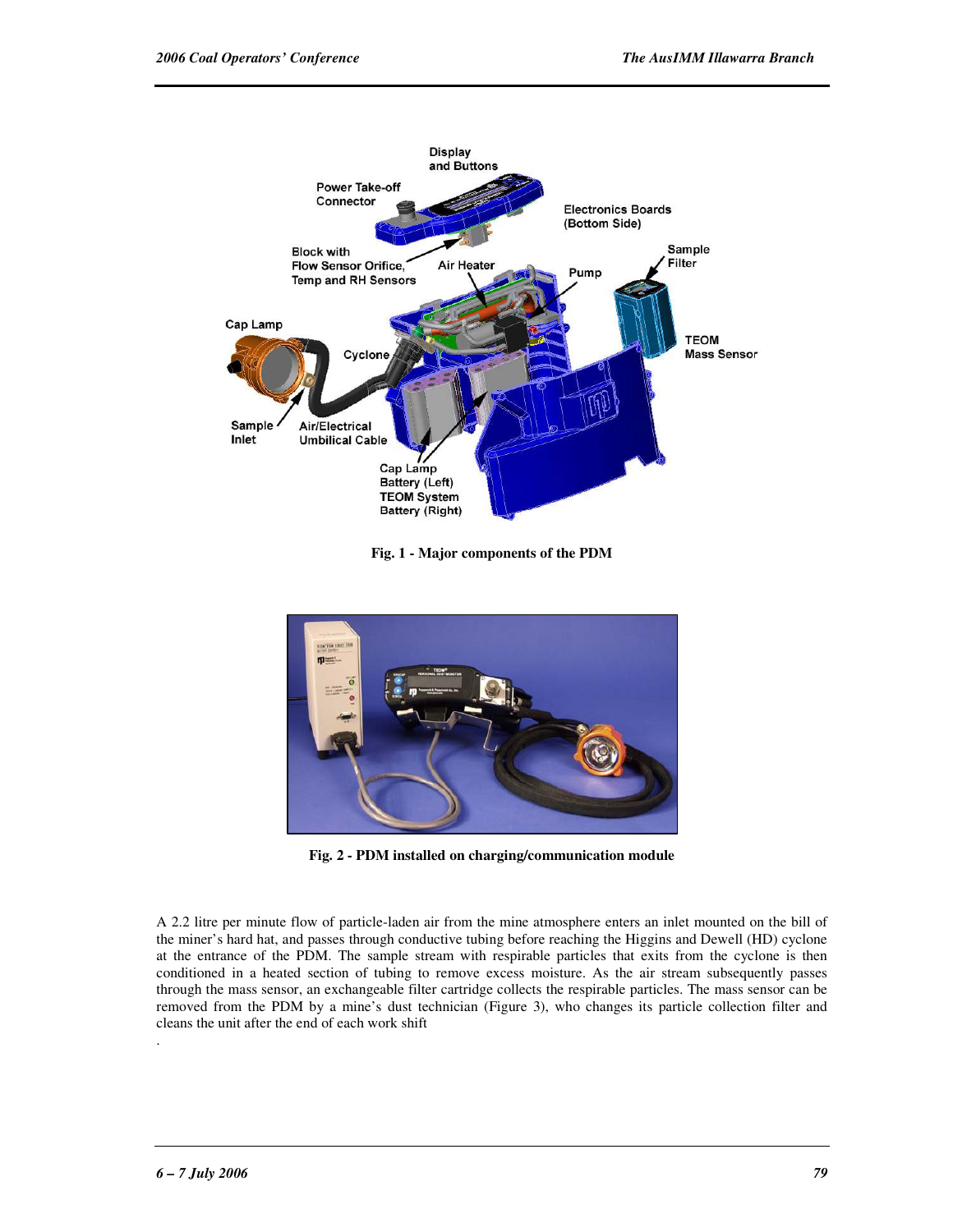Fig. 1 - Major components of the PDM

Fig. 2 - PDM installed on charging/communication module

A 2.2 litre per minute flow of particle-laden air from the mine atmosphere enters an inlet mounted on the bill of the miner's hard hat, and passes through conductive tubing before reaching the Higgins and Dewell (HD) cyclone at the entrance of the PDM. The sample stream with respirable particles that exits from the cyclone is then conditioned in a heated section of tubing to remove excess moisture. As the air stream subsequently passes through the mass sensor, an exchangeable filter cartridge collects the respirable particles. The mass sensor can be removed from the PDM by a mine's dust technician (Figure 3), who changes its particle collection filter and cleans the unit after the end of each work shift

.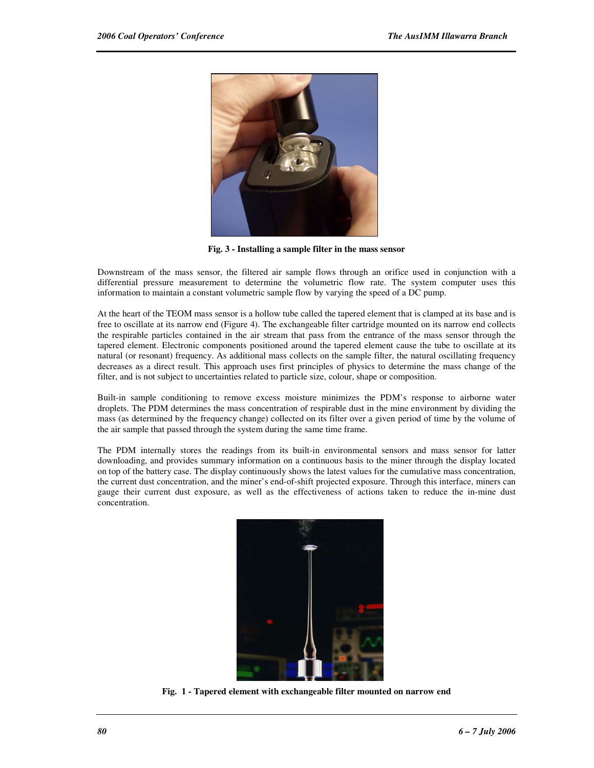Fig. 3 - Installing a sample filter in the mass sensor

Downstream of the mass sensor, the filtered air sample flows through an orifice used in conjunction with a differential pressure measurement to determine the volumetric flow rate. The system computer uses this information to maintain a constant volumetric sample flow by varying the speed of a DC pump.

At the heart of the TEOM mass sensor is a hollow tube called the tapered element that is clamped at its base and is free to oscillate at its narrow end (Figure 4). The exchangeable filter cartridge mounted on its narrow end collects the respirable particles contained in the air stream that pass from the entrance of the mass sensor through the tapered element. Electronic components positioned around the tapered element cause the tube to oscillate at its natural (or resonant) frequency. As additional mass collects on the sample filter, the natural oscillating frequency decreases as a direct result. This approach uses first principles of physics to determine the mass change of the filter, and is not subject to uncertainties related to particle size, colour, shape or composition.

Built-in sample conditioning to remove excess moisture minimizes the PDM's response to airborne water droplets. The PDM determines the mass concentration of respirable dust in the mine environment by dividing the mass (as determined by the frequency change) collected on its filter over a given period of time by the volume of the air sample that passed through the system during the same time frame.

The PDM internally stores the readings from its built-in environmental sensors and mass sensor for latter downloading, and provides summary information on a continuous basis to the miner through the display located on top of the battery case. The display continuously shows the latest values for the cumulative mass concentration, the current dust concentration, and the miner's end-of-shift projected exposure. Through this interface, miners can gauge their current dust exposure, as well as the effectiveness of actions taken to reduce the in-mine dust concentration.

Fig. 1 - Tapered element with exchangeable filter mounted on narrow end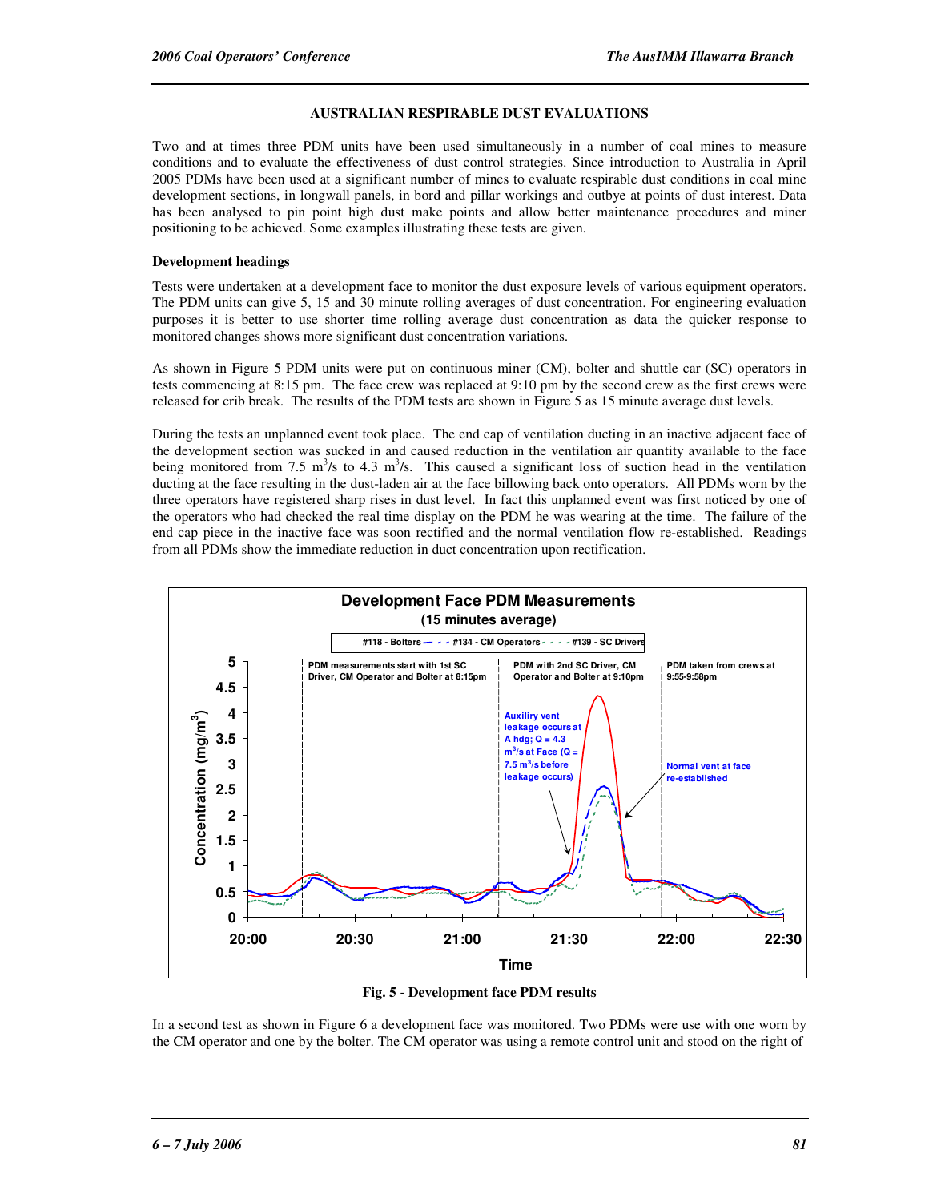**AUSTRALIAN RESPIRABLE DUST EVALUATIONS**

Two and at times three PDM units have been used simultaneously in a number of coal mines to measure conditions and to evaluate the effectiveness of dust control strategies. Since introduction to Australia in April 2005 PDMs have been used at a significant number of mines to evaluate respirable dust conditions in coal mine development sections, in longwall panels, in bord and pillar workings and outbye at points of dust interest. Data has been analysed to pin point high dust make points and allow better maintenance procedures and miner positioning to be achieved. Some examples illustrating these tests are given.

**Development headings**

Tests were undertaken at a development face to monitor the dust exposure levels of various equipment operators. The PDM units can give 5, 15 and 30 minute rolling averages of dust concentration. For engineering evaluation purposes it is better to use shorter time rolling average dust concentration as data the quicker response to monitored changes shows more significant dust concentration variations.

As shown in Figure 5 PDM units were put on continuous miner (CM), bolter and shuttle car (SC) operators in tests commencing at 8:15 pm. The face crew was replaced at 9:10 pm by the second crew as the first crews were released for crib break. The results of the PDM tests are shown in Figure 5 as 15 minute average dust levels.

During the tests an unplanned event took place. The end cap of ventilation ducting in an inactive adjacent face of the development section was sucked in and caused reduction in the ventilation air quantity available to the face being monitored from 7.5 $m^3/s$ to 4.3 $m^3/s$. This caused a significant loss of suction head in the ventilation ducting at the face resulting in the dust-laden air at the face billowing back onto operators. All PDMs worn by the three operators have registered sharp rises in dust level. In fact this unplanned event was first noticed by one of the operators who had checked the real time display on the PDM he was wearing at the time. The failure of the end cap piece in the inactive face was soon rectified and the normal ventilation flow re-established. Readings from all PDMs show the immediate reduction in duct concentration upon rectification.

**Development Face PDM Measurements**
**(15 minutes average)**

Legend: #118 - Bolters; #134 - CM Operators; #139 - SC Drivers

Annotations: "PDM measurements start with 1st SC Driver, CM Operator and Bolter at 8:15pm"; "PDM with 2nd SC Driver, CM Operator and Bolter at 9:10pm"; "PDM taken from crews at 9:55-9:58pm"; "Auxiliry vent leakage occurs at A hdg; Q = 4.3 $m^3/s$ at Face (Q = 7.5 $m^3/s$ before leakage occurs)"; "Normal vent at face re-established"

Y-axis: Concentration ($mg/m^3$), 0 to 5. X-axis: Time, 20:00 to 22:30.

Fig. 5 - Development face PDM results

In a second test as shown in Figure 6 a development face was monitored. Two PDMs were use with one worn by the CM operator and one by the bolter. The CM operator was using a remote control unit and stood on the right of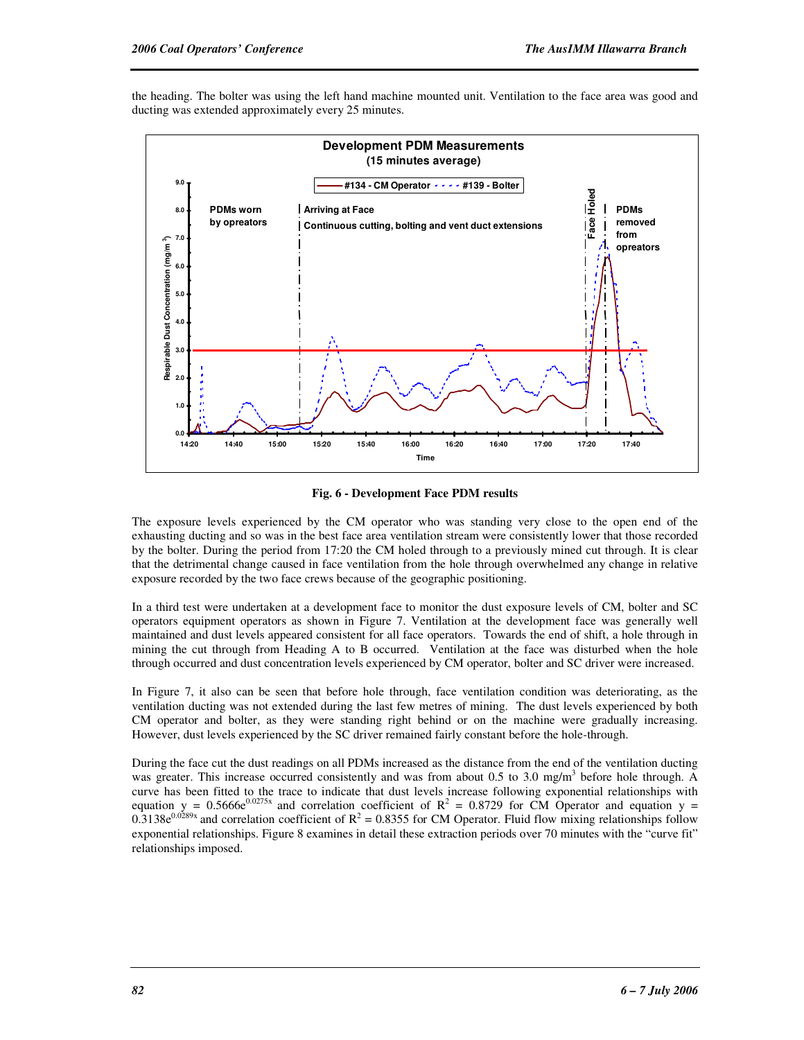the heading. The bolter was using the left hand machine mounted unit. Ventilation to the face area was good and ducting was extended approximately every 25 minutes.

**Fig. 6 - Development Face PDM results**

The exposure levels experienced by the CM operator who was standing very close to the open end of the exhausting ducting and so was in the best face area ventilation stream were consistently lower that those recorded by the bolter. During the period from 17:20 the CM holed through to a previously mined cut through. It is clear that the detrimental change caused in face ventilation from the hole through overwhelmed any change in relative exposure recorded by the two face crews because of the geographic positioning.

In a third test were undertaken at a development face to monitor the dust exposure levels of CM, bolter and SC operators equipment operators as shown in Figure 7. Ventilation at the development face was generally well maintained and dust levels appeared consistent for all face operators. Towards the end of shift, a hole through in mining the cut through from Heading A to B occurred. Ventilation at the face was disturbed when the hole through occurred and dust concentration levels experienced by CM operator, bolter and SC driver were increased.

In Figure 7, it also can be seen that before hole through, face ventilation condition was deteriorating, as the ventilation ducting was not extended during the last few metres of mining. The dust levels experienced by both CM operator and bolter, as they were standing right behind or on the machine were gradually increasing. However, dust levels experienced by the SC driver remained fairly constant before the hole-through.

During the face cut the dust readings on all PDMs increased as the distance from the end of the ventilation ducting was greater. This increase occurred consistently and was from about 0.5 to 3.0 mg/m$^3$ before hole through. A curve has been fitted to the trace to indicate that dust levels increase following exponential relationships with equation $y = 0.5666e^{0.0275x}$ and correlation coefficient of $R^2 = 0.8729$ for CM Operator and equation $y = 0.3138e^{0.0289x}$ and correlation coefficient of $R^2 = 0.8355$ for CM Operator. Fluid flow mixing relationships follow exponential relationships. Figure 8 examines in detail these extraction periods over 70 minutes with the "curve fit" relationships imposed.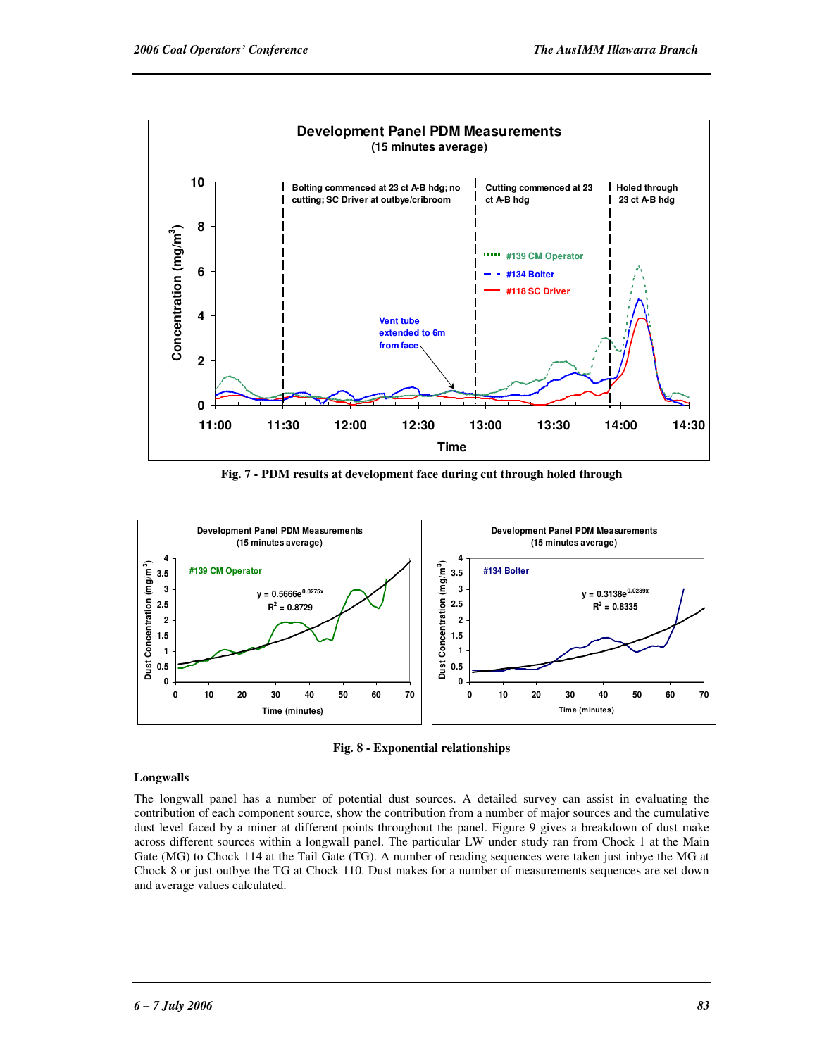Fig. 7 - PDM results at development face during cut through holed through

Fig. 8 - Exponential relationships

## Longwalls

The longwall panel has a number of potential dust sources. A detailed survey can assist in evaluating the contribution of each component source, show the contribution from a number of major sources and the cumulative dust level faced by a miner at different points throughout the panel. Figure 9 gives a breakdown of dust make across different sources within a longwall panel. The particular LW under study ran from Chock 1 at the Main Gate (MG) to Chock 114 at the Tail Gate (TG). A number of reading sequences were taken just inbye the MG at Chock 8 or just outbye the TG at Chock 110. Dust makes for a number of measurements sequences are set down and average values calculated.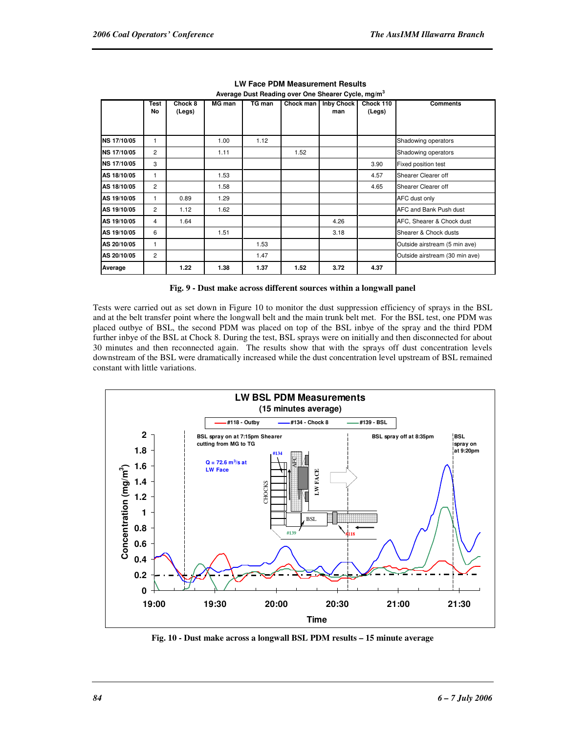**LW Face PDM Measurement Results**

Average Dust Reading over One Shearer Cycle, mg/m$^3$

| | Test No | Chock 8 (Legs) | MG man | TG man | Chock man | Inby Chock man | Chock 110 (Legs) | Comments |
|---|---|---|---|---|---|---|---|---|
| NS 17/10/05 | 1 | | 1.00 | 1.12 | | | | Shadowing operators |
| NS 17/10/05 | 2 | | 1.11 | | 1.52 | | | Shadowing operators |
| NS 17/10/05 | 3 | | | | | | 3.90 | Fixed position test |
| AS 18/10/05 | 1 | | 1.53 | | | | 4.57 | Shearer Clearer off |
| AS 18/10/05 | 2 | | 1.58 | | | | 4.65 | Shearer Clearer off |
| AS 19/10/05 | 1 | 0.89 | 1.29 | | | | | AFC dust only |
| AS 19/10/05 | 2 | 1.12 | 1.62 | | | | | AFC and Bank Push dust |
| AS 19/10/05 | 4 | 1.64 | | | | 4.26 | | AFC, Shearer & Chock dust |
| AS 19/10/05 | 6 | | 1.51 | | | 3.18 | | Shearer & Chock dusts |
| AS 20/10/05 | 1 | | | 1.53 | | | | Outside airstream (5 min ave) |
| AS 20/10/05 | 2 | | | 1.47 | | | | Outside airstream (30 min ave) |
| **Average** | | **1.22** | **1.38** | **1.37** | **1.52** | **3.72** | **4.37** | |

**Fig. 9 - Dust make across different sources within a longwall panel**

Tests were carried out as set down in Figure 10 to monitor the dust suppression efficiency of sprays in the BSL and at the belt transfer point where the longwall belt and the main trunk belt met. For the BSL test, one PDM was placed outbye of BSL, the second PDM was placed on top of the BSL inbye of the spray and the third PDM further inbye of the BSL at Chock 8. During the test, BSL sprays were on initially and then disconnected for about 30 minutes and then reconnected again. The results show that with the sprays off dust concentration levels downstream of the BSL were dramatically increased while the dust concentration level upstream of BSL remained constant with little variations.

**Fig. 10 - Dust make across a longwall BSL PDM results – 15 minute average**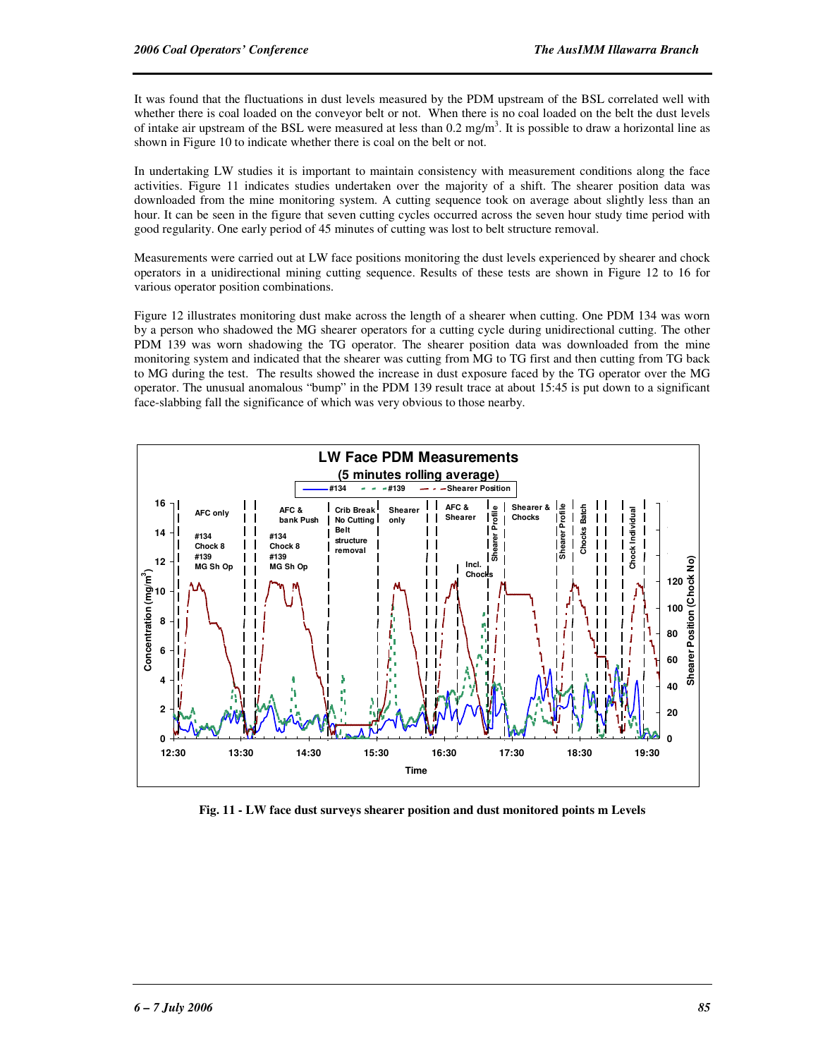It was found that the fluctuations in dust levels measured by the PDM upstream of the BSL correlated well with whether there is coal loaded on the conveyor belt or not. When there is no coal loaded on the belt the dust levels of intake air upstream of the BSL were measured at less than 0.2 mg/m$^3$. It is possible to draw a horizontal line as shown in Figure 10 to indicate whether there is coal on the belt or not.

In undertaking LW studies it is important to maintain consistency with measurement conditions along the face activities. Figure 11 indicates studies undertaken over the majority of a shift. The shearer position data was downloaded from the mine monitoring system. A cutting sequence took on average about slightly less than an hour. It can be seen in the figure that seven cutting cycles occurred across the seven hour study time period with good regularity. One early period of 45 minutes of cutting was lost to belt structure removal.

Measurements were carried out at LW face positions monitoring the dust levels experienced by shearer and chock operators in a unidirectional mining cutting sequence. Results of these tests are shown in Figure 12 to 16 for various operator position combinations.

Figure 12 illustrates monitoring dust make across the length of a shearer when cutting. One PDM 134 was worn by a person who shadowed the MG shearer operators for a cutting cycle during unidirectional cutting. The other PDM 139 was worn shadowing the TG operator. The shearer position data was downloaded from the mine monitoring system and indicated that the shearer was cutting from MG to TG first and then cutting from TG back to MG during the test. The results showed the increase in dust exposure faced by the TG operator over the MG operator. The unusual anomalous "bump" in the PDM 139 result trace at about 15:45 is put down to a significant face-slabbing fall the significance of which was very obvious to those nearby.

**Fig. 11 - LW face dust surveys shearer position and dust monitored points m Levels**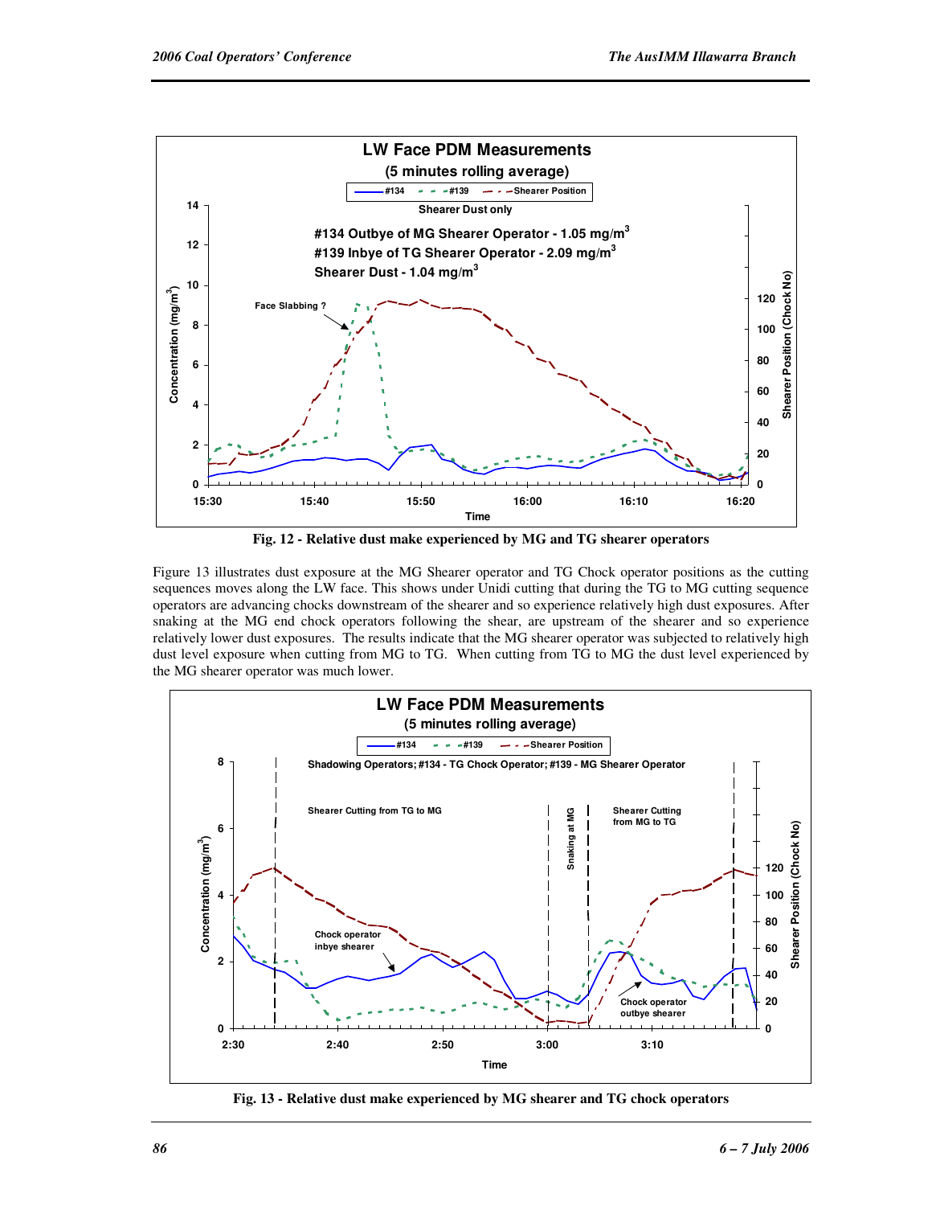Fig. 12 - Relative dust make experienced by MG and TG shearer operators

Figure 13 illustrates dust exposure at the MG Shearer operator and TG Chock operator positions as the cutting sequences moves along the LW face. This shows under Unidi cutting that during the TG to MG cutting sequence operators are advancing chocks downstream of the shearer and so experience relatively high dust exposures. After snaking at the MG end chock operators following the shear, are upstream of the shearer and so experience relatively lower dust exposures. The results indicate that the MG shearer operator was subjected to relatively high dust level exposure when cutting from MG to TG. When cutting from TG to MG the dust level experienced by the MG shearer operator was much lower.

Fig. 13 - Relative dust make experienced by MG shearer and TG chock operators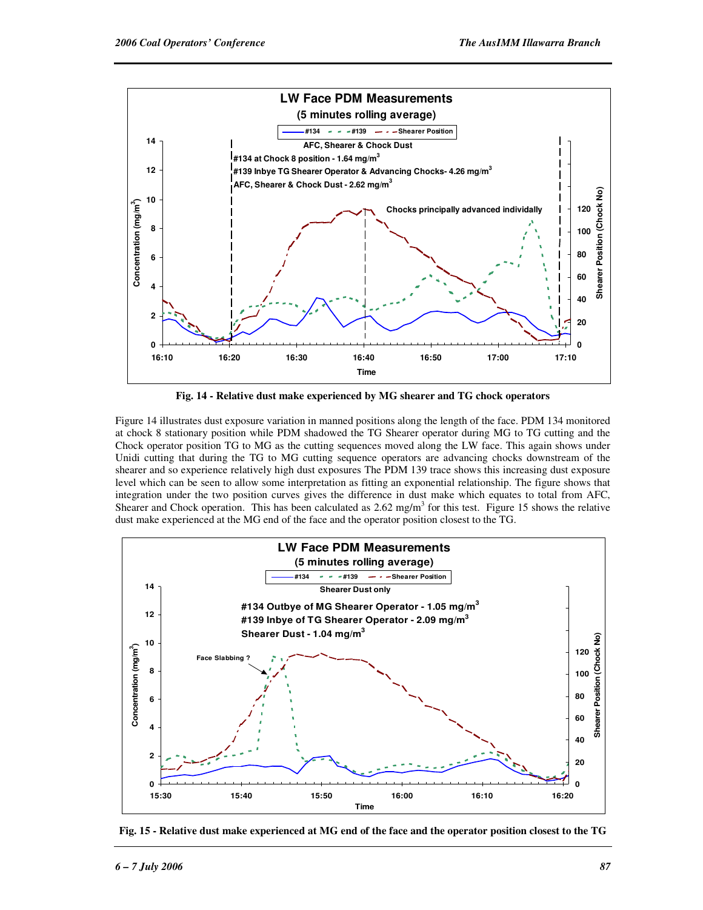**Fig. 14 - Relative dust make experienced by MG shearer and TG chock operators**

Figure 14 illustrates dust exposure variation in manned positions along the length of the face. PDM 134 monitored at chock 8 stationary position while PDM shadowed the TG Shearer operator during MG to TG cutting and the Chock operator position TG to MG as the cutting sequences moved along the LW face. This again shows under Unidi cutting that during the TG to MG cutting sequence operators are advancing chocks downstream of the shearer and so experience relatively high dust exposures The PDM 139 trace shows this increasing dust exposure level which can be seen to allow some interpretation as fitting an exponential relationship. The figure shows that integration under the two position curves gives the difference in dust make which equates to total from AFC, Shearer and Chock operation. This has been calculated as 2.62 mg/m$^3$ for this test. Figure 15 shows the relative dust make experienced at the MG end of the face and the operator position closest to the TG.

**Fig. 15 - Relative dust make experienced at MG end of the face and the operator position closest to the TG**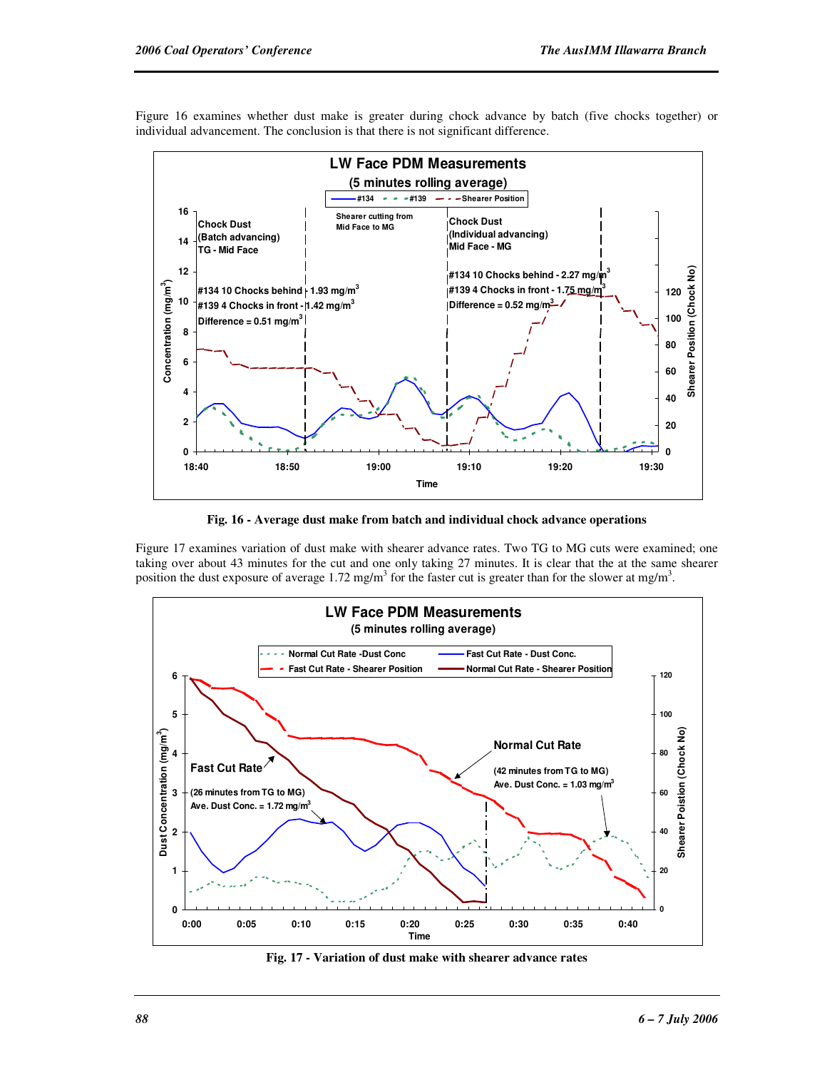Figure 16 examines whether dust make is greater during chock advance by batch (five chocks together) or individual advancement. The conclusion is that there is not significant difference.

**Fig. 16 - Average dust make from batch and individual chock advance operations**

Figure 17 examines variation of dust make with shearer advance rates. Two TG to MG cuts were examined; one taking over about 43 minutes for the cut and one only taking 27 minutes. It is clear that the at the same shearer position the dust exposure of average 1.72 mg/m$^3$ for the faster cut is greater than for the slower at mg/m$^3$.

**Fig. 17 - Variation of dust make with shearer advance rates**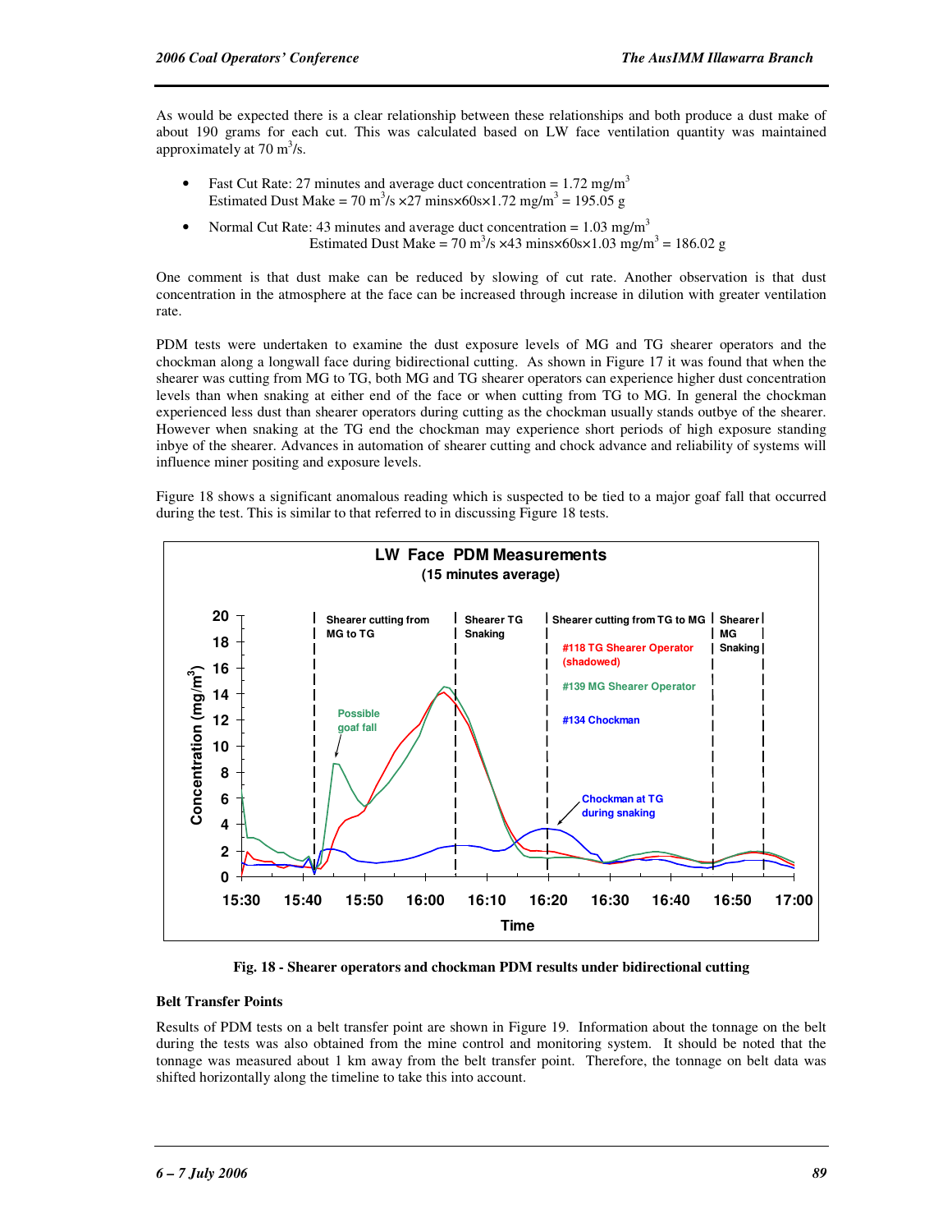As would be expected there is a clear relationship between these relationships and both produce a dust make of about 190 grams for each cut. This was calculated based on LW face ventilation quantity was maintained approximately at 70 $m^3/s$.

- Fast Cut Rate: 27 minutes and average duct concentration = 1.72 $mg/m^3$
  Estimated Dust Make = 70 $m^3/s$ ×27 mins×60s×1.72 $mg/m^3$ = 195.05 g

- Normal Cut Rate: 43 minutes and average duct concentration = 1.03 $mg/m^3$
  Estimated Dust Make = 70 $m^3/s$ ×43 mins×60s×1.03 $mg/m^3$ = 186.02 g

One comment is that dust make can be reduced by slowing of cut rate. Another observation is that dust concentration in the atmosphere at the face can be increased through increase in dilution with greater ventilation rate.

PDM tests were undertaken to examine the dust exposure levels of MG and TG shearer operators and the chockman along a longwall face during bidirectional cutting. As shown in Figure 17 it was found that when the shearer was cutting from MG to TG, both MG and TG shearer operators can experience higher dust concentration levels than when snaking at either end of the face or when cutting from TG to MG. In general the chockman experienced less dust than shearer operators during cutting as the chockman usually stands outbye of the shearer. However when snaking at the TG end the chockman may experience short periods of high exposure standing inbye of the shearer. Advances in automation of shearer cutting and chock advance and reliability of systems will influence miner positing and exposure levels.

Figure 18 shows a significant anomalous reading which is suspected to be tied to a major goaf fall that occurred during the test. This is similar to that referred to in discussing Figure 18 tests.

**Fig. 18 - Shearer operators and chockman PDM results under bidirectional cutting**

**Belt Transfer Points**

Results of PDM tests on a belt transfer point are shown in Figure 19. Information about the tonnage on the belt during the tests was also obtained from the mine control and monitoring system. It should be noted that the tonnage was measured about 1 km away from the belt transfer point. Therefore, the tonnage on belt data was shifted horizontally along the timeline to take this into account.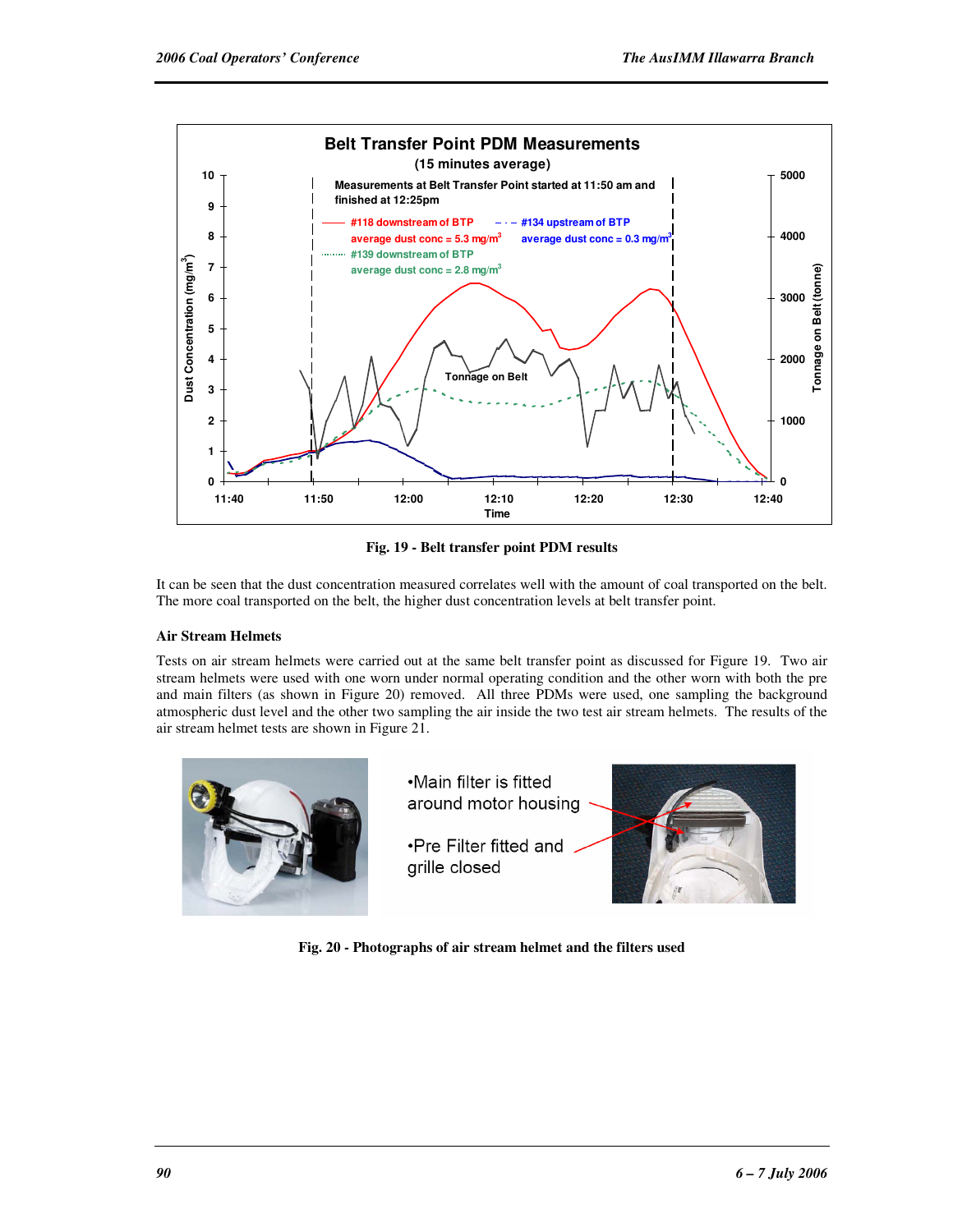Fig. 19 - Belt transfer point PDM results

It can be seen that the dust concentration measured correlates well with the amount of coal transported on the belt. The more coal transported on the belt, the higher dust concentration levels at belt transfer point.

### Air Stream Helmets

Tests on air stream helmets were carried out at the same belt transfer point as discussed for Figure 19. Two air stream helmets were used with one worn under normal operating condition and the other worn with both the pre and main filters (as shown in Figure 20) removed. All three PDMs were used, one sampling the background atmospheric dust level and the other two sampling the air inside the two test air stream helmets. The results of the air stream helmet tests are shown in Figure 21.

Fig. 20 - Photographs of air stream helmet and the filters used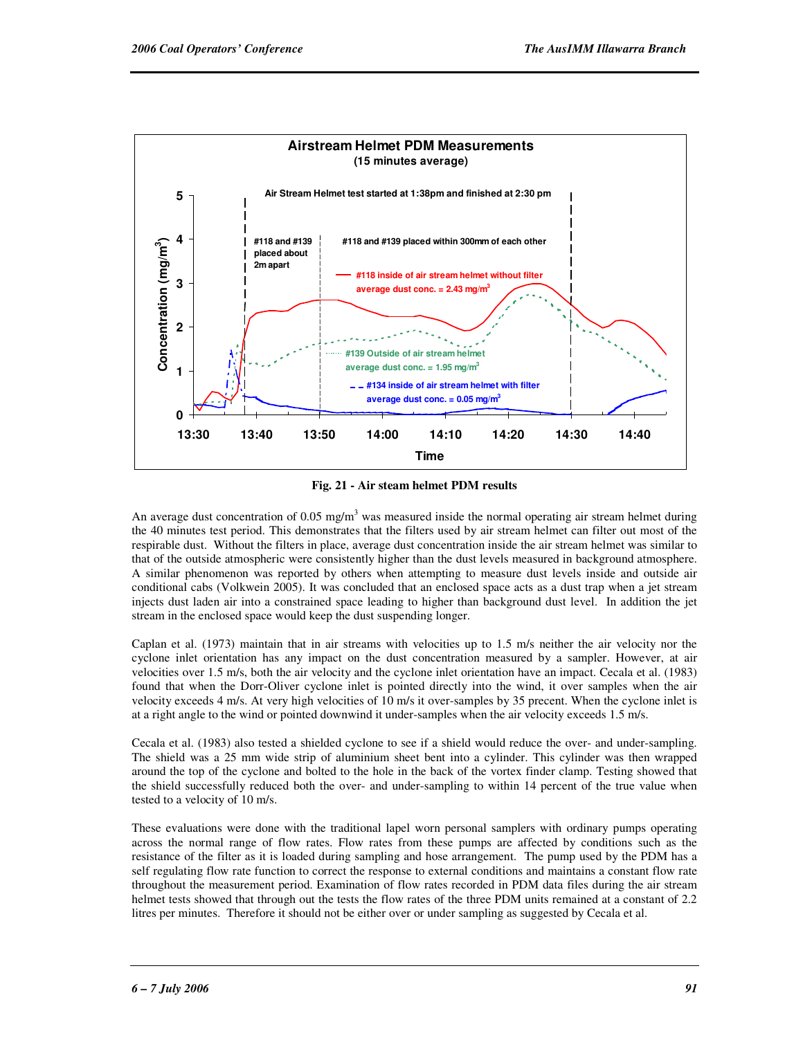Fig. 21 - Air steam helmet PDM results

An average dust concentration of 0.05 mg/m$^3$ was measured inside the normal operating air stream helmet during the 40 minutes test period. This demonstrates that the filters used by air stream helmet can filter out most of the respirable dust. Without the filters in place, average dust concentration inside the air stream helmet was similar to that of the outside atmospheric were consistently higher than the dust levels measured in background atmosphere. A similar phenomenon was reported by others when attempting to measure dust levels inside and outside air conditional cabs (Volkwein 2005). It was concluded that an enclosed space acts as a dust trap when a jet stream injects dust laden air into a constrained space leading to higher than background dust level. In addition the jet stream in the enclosed space would keep the dust suspending longer.

Caplan et al. (1973) maintain that in air streams with velocities up to 1.5 m/s neither the air velocity nor the cyclone inlet orientation has any impact on the dust concentration measured by a sampler. However, at air velocities over 1.5 m/s, both the air velocity and the cyclone inlet orientation have an impact. Cecala et al. (1983) found that when the Dorr-Oliver cyclone inlet is pointed directly into the wind, it over samples when the air velocity exceeds 4 m/s. At very high velocities of 10 m/s it over-samples by 35 precent. When the cyclone inlet is at a right angle to the wind or pointed downwind it under-samples when the air velocity exceeds 1.5 m/s.

Cecala et al. (1983) also tested a shielded cyclone to see if a shield would reduce the over- and under-sampling. The shield was a 25 mm wide strip of aluminium sheet bent into a cylinder. This cylinder was then wrapped around the top of the cyclone and bolted to the hole in the back of the vortex finder clamp. Testing showed that the shield successfully reduced both the over- and under-sampling to within 14 percent of the true value when tested to a velocity of 10 m/s.

These evaluations were done with the traditional lapel worn personal samplers with ordinary pumps operating across the normal range of flow rates. Flow rates from these pumps are affected by conditions such as the resistance of the filter as it is loaded during sampling and hose arrangement. The pump used by the PDM has a self regulating flow rate function to correct the response to external conditions and maintains a constant flow rate throughout the measurement period. Examination of flow rates recorded in PDM data files during the air stream helmet tests showed that through out the tests the flow rates of the three PDM units remained at a constant of 2.2 litres per minutes. Therefore it should not be either over or under sampling as suggested by Cecala et al.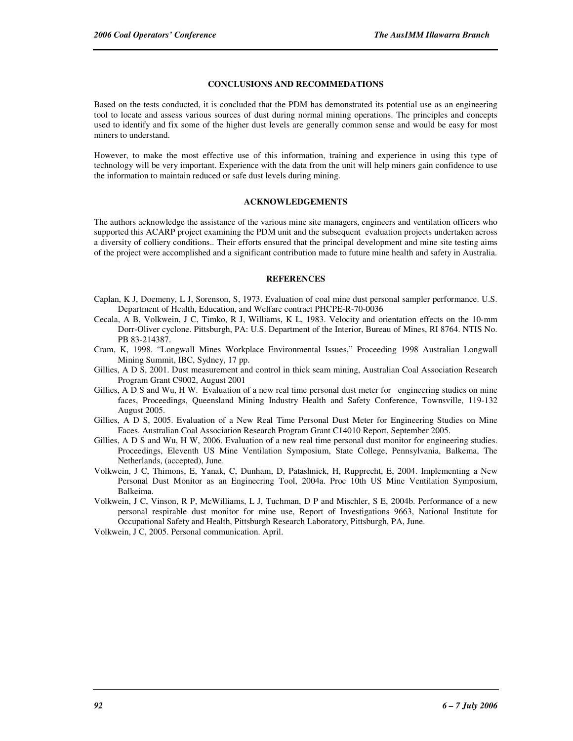## CONCLUSIONS AND RECOMMEDATIONS

Based on the tests conducted, it is concluded that the PDM has demonstrated its potential use as an engineering tool to locate and assess various sources of dust during normal mining operations. The principles and concepts used to identify and fix some of the higher dust levels are generally common sense and would be easy for most miners to understand.

However, to make the most effective use of this information, training and experience in using this type of technology will be very important. Experience with the data from the unit will help miners gain confidence to use the information to maintain reduced or safe dust levels during mining.

## ACKNOWLEDGEMENTS

The authors acknowledge the assistance of the various mine site managers, engineers and ventilation officers who supported this ACARP project examining the PDM unit and the subsequent evaluation projects undertaken across a diversity of colliery conditions.. Their efforts ensured that the principal development and mine site testing aims of the project were accomplished and a significant contribution made to future mine health and safety in Australia.

## REFERENCES

Caplan, K J, Doemeny, L J, Sorenson, S, 1973. Evaluation of coal mine dust personal sampler performance. U.S. Department of Health, Education, and Welfare contract PHCPE-R-70-0036

Cecala, A B, Volkwein, J C, Timko, R J, Williams, K L, 1983. Velocity and orientation effects on the 10-mm Dorr-Oliver cyclone. Pittsburgh, PA: U.S. Department of the Interior, Bureau of Mines, RI 8764. NTIS No. PB 83-214387.

Cram, K, 1998. "Longwall Mines Workplace Environmental Issues," Proceeding 1998 Australian Longwall Mining Summit, IBC, Sydney, 17 pp.

Gillies, A D S, 2001. Dust measurement and control in thick seam mining, Australian Coal Association Research Program Grant C9002, August 2001

Gillies, A D S and Wu, H W. Evaluation of a new real time personal dust meter for engineering studies on mine faces, Proceedings, Queensland Mining Industry Health and Safety Conference, Townsville, 119-132 August 2005.

Gillies, A D S, 2005. Evaluation of a New Real Time Personal Dust Meter for Engineering Studies on Mine Faces. Australian Coal Association Research Program Grant C14010 Report, September 2005.

Gillies, A D S and Wu, H W, 2006. Evaluation of a new real time personal dust monitor for engineering studies. Proceedings, Eleventh US Mine Ventilation Symposium, State College, Pennsylvania, Balkema, The Netherlands, (accepted), June.

Volkwein, J C, Thimons, E, Yanak, C, Dunham, D, Patashnick, H, Rupprecht, E, 2004. Implementing a New Personal Dust Monitor as an Engineering Tool, 2004a. Proc 10th US Mine Ventilation Symposium, Balkeima.

Volkwein, J C, Vinson, R P, McWilliams, L J, Tuchman, D P and Mischler, S E, 2004b. Performance of a new personal respirable dust monitor for mine use, Report of Investigations 9663, National Institute for Occupational Safety and Health, Pittsburgh Research Laboratory, Pittsburgh, PA, June.

Volkwein, J C, 2005. Personal communication. April.